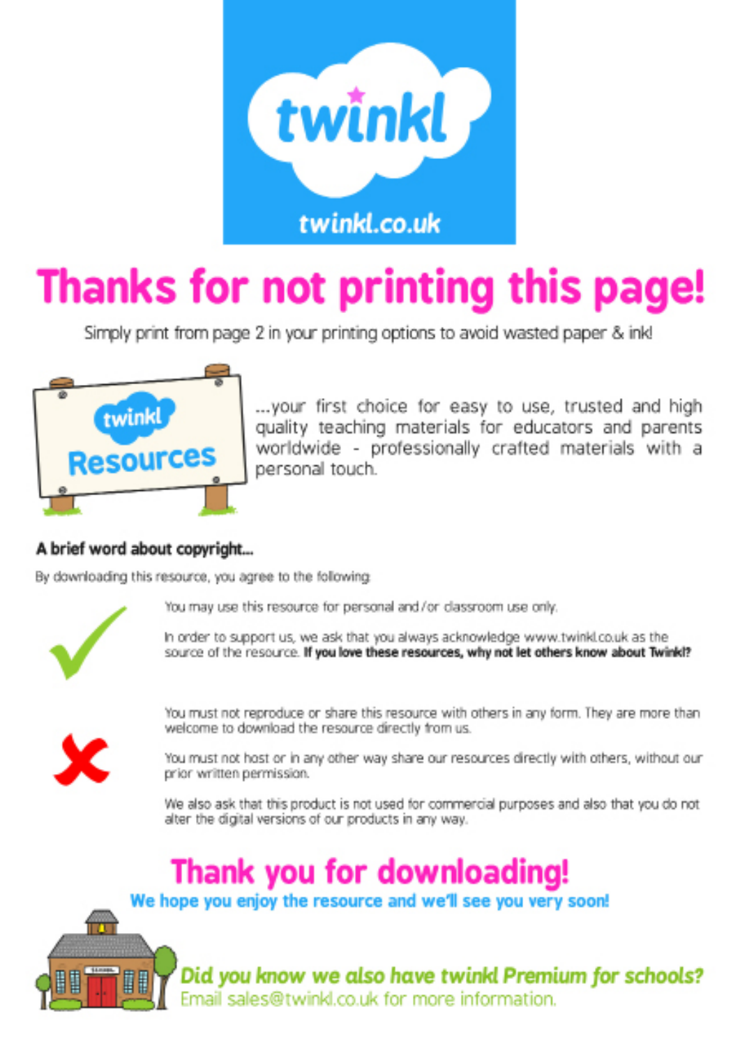twinkl

twinkl.co.uk

# Thanks for not printing this page!

Simply print from page 2 in your printing options to avoid wasted paper & ink!

twinkl Resources

...your first choice for easy to use, trusted and high quality teaching materials for educators and parents worldwide - professionally crafted materials with a personal touch.

**A brief word about copyright...**

By downloading this resource, you agree to the following:

You may use this resource for personal and/or classroom use only.

In order to support us, we ask that you always acknowledge www.twinkl.co.uk as the source of the resource. **If you love these resources, why not let others know about Twinkl?**

You must not reproduce or share this resource with others in any form. They are more than welcome to download the resource directly from us.

You must not host or in any other way share our resources directly with others, without our prior written permission.

We also ask that this product is not used for commercial purposes and also that you do not alter the digital versions of our products in any way.

## Thank you for downloading!

**We hope you enjoy the resource and we'll see you very soon!**

***Did you know we also have twinkl Premium for schools?***

Email sales@twinkl.co.uk for more information.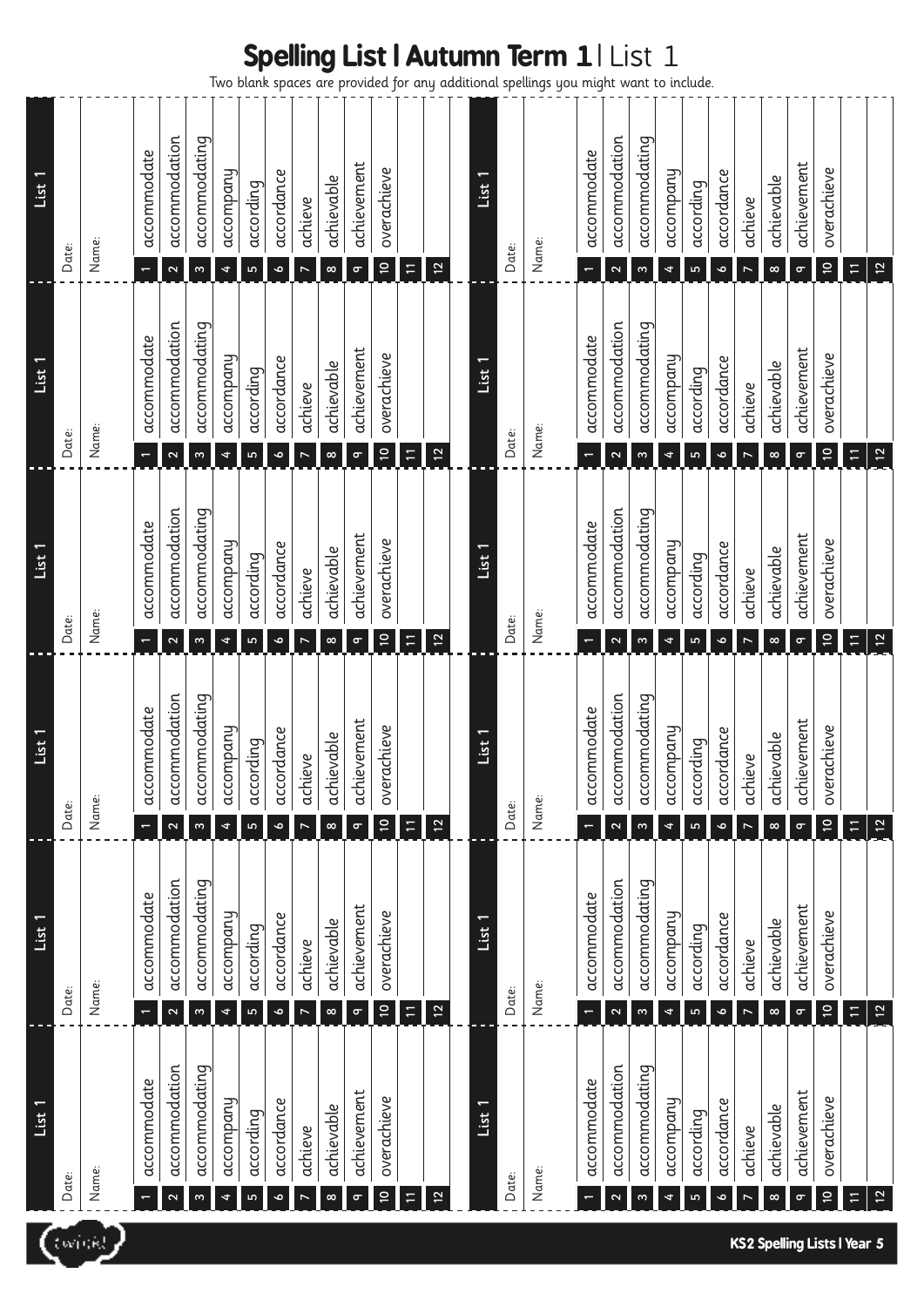# Spelling List | Autumn Term 1 | List 1

Two blank spaces are provided for any additional spellings you might want to include.

| List 1 | |
|---|---|
| Date: | |
| Name: | |
| 1 | accommodate |
| 2 | accommodation |
| 3 | accommodating |
| 4 | accompany |
| 5 | according |
| 6 | accordance |
| 7 | achieve |
| 8 | achievable |
| 9 | achievement |
| 10 | overachieve |
| 11 | |
| 12 | |

| List 1 | |
|---|---|
| Date: | |
| Name: | |
| 1 | accommodate |
| 2 | accommodation |
| 3 | accommodating |
| 4 | accompany |
| 5 | according |
| 6 | accordance |
| 7 | achieve |
| 8 | achievable |
| 9 | achievement |
| 10 | overachieve |
| 11 | |
| 12 | |

| List 1 | |
|---|---|
| Date: | |
| Name: | |
| 1 | accommodate |
| 2 | accommodation |
| 3 | accommodating |
| 4 | accompany |
| 5 | according |
| 6 | accordance |
| 7 | achieve |
| 8 | achievable |
| 9 | achievement |
| 10 | overachieve |
| 11 | |
| 12 | |

| List 1 | |
|---|---|
| Date: | |
| Name: | |
| 1 | accommodate |
| 2 | accommodation |
| 3 | accommodating |
| 4 | accompany |
| 5 | according |
| 6 | accordance |
| 7 | achieve |
| 8 | achievable |
| 9 | achievement |
| 10 | overachieve |
| 11 | |
| 12 | |

| List 1 | |
|---|---|
| Date: | |
| Name: | |
| 1 | accommodate |
| 2 | accommodation |
| 3 | accommodating |
| 4 | accompany |
| 5 | according |
| 6 | accordance |
| 7 | achieve |
| 8 | achievable |
| 9 | achievement |
| 10 | overachieve |
| 11 | |
| 12 | |

| List 1 | |
|---|---|
| Date: | |
| Name: | |
| 1 | accommodate |
| 2 | accommodation |
| 3 | accommodating |
| 4 | accompany |
| 5 | according |
| 6 | accordance |
| 7 | achieve |
| 8 | achievable |
| 9 | achievement |
| 10 | overachieve |
| 11 | |
| 12 | |

| List 1 | |
|---|---|
| Date: | |
| Name: | |
| 1 | accommodate |
| 2 | accommodation |
| 3 | accommodating |
| 4 | accompany |
| 5 | according |
| 6 | accordance |
| 7 | achieve |
| 8 | achievable |
| 9 | achievement |
| 10 | overachieve |
| 11 | |
| 12 | |

| List 1 | |
|---|---|
| Date: | |
| Name: | |
| 1 | accommodate |
| 2 | accommodation |
| 3 | accommodating |
| 4 | accompany |
| 5 | according |
| 6 | accordance |
| 7 | achieve |
| 8 | achievable |
| 9 | achievement |
| 10 | overachieve |
| 11 | |
| 12 | |

| List 1 | |
|---|---|
| Date: | |
| Name: | |
| 1 | accommodate |
| 2 | accommodation |
| 3 | accommodating |
| 4 | accompany |
| 5 | according |
| 6 | accordance |
| 7 | achieve |
| 8 | achievable |
| 9 | achievement |
| 10 | overachieve |
| 11 | |
| 12 | |

| List 1 | |
|---|---|
| Date: | |
| Name: | |
| 1 | accommodate |
| 2 | accommodation |
| 3 | accommodating |
| 4 | accompany |
| 5 | according |
| 6 | accordance |
| 7 | achieve |
| 8 | achievable |
| 9 | achievement |
| 10 | overachieve |
| 11 | |
| 12 | |

| List 1 | |
|---|---|
| Date: | |
| Name: | |
| 1 | accommodate |
| 2 | accommodation |
| 3 | accommodating |
| 4 | accompany |
| 5 | according |
| 6 | accordance |
| 7 | achieve |
| 8 | achievable |
| 9 | achievement |
| 10 | overachieve |
| 11 | |
| 12 | |

| List 1 | |
|---|---|
| Date: | |
| Name: | |
| 1 | accommodate |
| 2 | accommodation |
| 3 | accommodating |
| 4 | accompany |
| 5 | according |
| 6 | accordance |
| 7 | achieve |
| 8 | achievable |
| 9 | achievement |
| 10 | overachieve |
| 11 | |
| 12 | |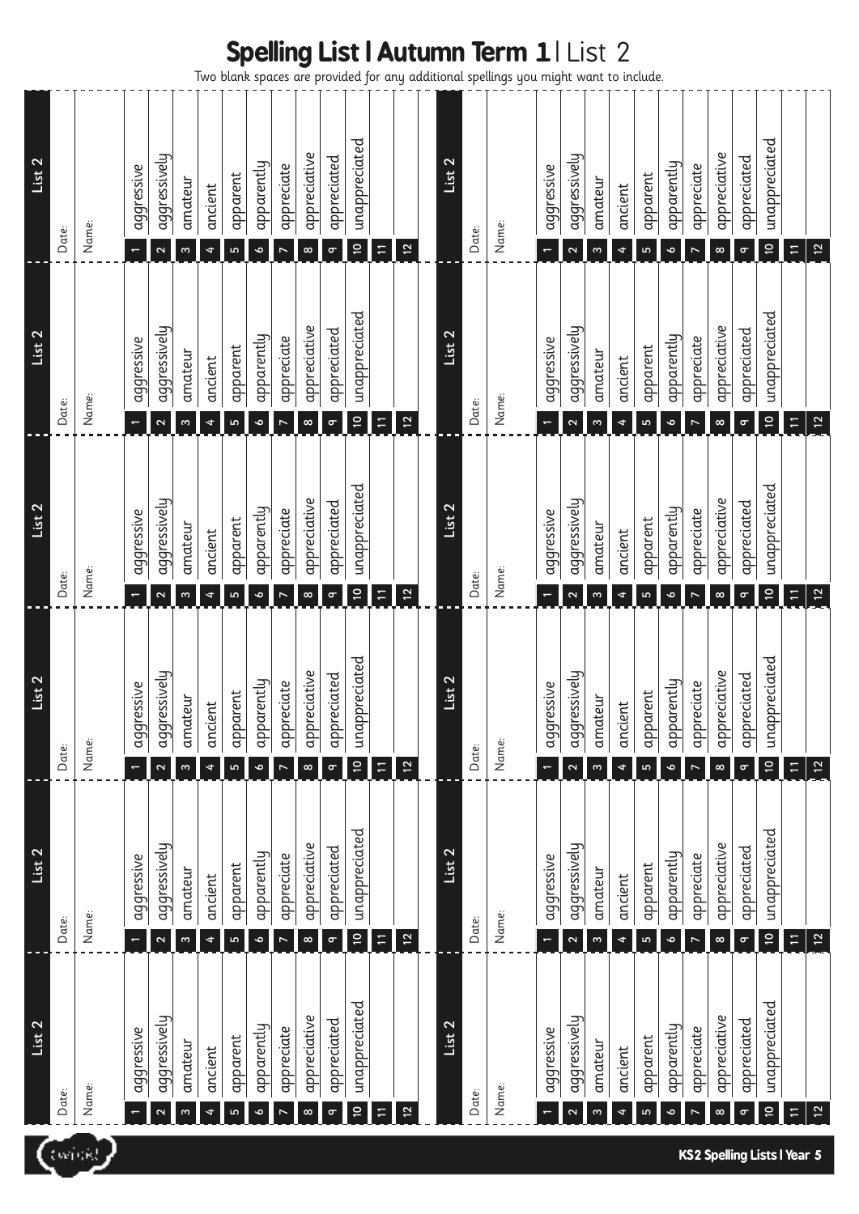# Spelling List | Autumn Term 1 | List 2

Two blank spaces are provided for any additional spellings you might want to include.

## List 2

Date:

Name:

| | |
|---|---|
| 1 | aggressive |
| 2 | aggressively |
| 3 | amateur |
| 4 | ancient |
| 5 | apparent |
| 6 | apparently |
| 7 | appreciate |
| 8 | appreciative |
| 9 | appreciated |
| 10 | unappreciated |
| 11 | |
| 12 | |

## List 2

Date:

Name:

| | |
|---|---|
| 1 | aggressive |
| 2 | aggressively |
| 3 | amateur |
| 4 | ancient |
| 5 | apparent |
| 6 | apparently |
| 7 | appreciate |
| 8 | appreciative |
| 9 | appreciated |
| 10 | unappreciated |
| 11 | |
| 12 | |

## List 2

Date:

Name:

| | |
|---|---|
| 1 | aggressive |
| 2 | aggressively |
| 3 | amateur |
| 4 | ancient |
| 5 | apparent |
| 6 | apparently |
| 7 | appreciate |
| 8 | appreciative |
| 9 | appreciated |
| 10 | unappreciated |
| 11 | |
| 12 | |

## List 2

Date:

Name:

| | |
|---|---|
| 1 | aggressive |
| 2 | aggressively |
| 3 | amateur |
| 4 | ancient |
| 5 | apparent |
| 6 | apparently |
| 7 | appreciate |
| 8 | appreciative |
| 9 | appreciated |
| 10 | unappreciated |
| 11 | |
| 12 | |

## List 2

Date:

Name:

| | |
|---|---|
| 1 | aggressive |
| 2 | aggressively |
| 3 | amateur |
| 4 | ancient |
| 5 | apparent |
| 6 | apparently |
| 7 | appreciate |
| 8 | appreciative |
| 9 | appreciated |
| 10 | unappreciated |
| 11 | |
| 12 | |

## List 2

Date:

Name:

| | |
|---|---|
| 1 | aggressive |
| 2 | aggressively |
| 3 | amateur |
| 4 | ancient |
| 5 | apparent |
| 6 | apparently |
| 7 | appreciate |
| 8 | appreciative |
| 9 | appreciated |
| 10 | unappreciated |
| 11 | |
| 12 | |

## List 2

Date:

Name:

| | |
|---|---|
| 1 | aggressive |
| 2 | aggressively |
| 3 | amateur |
| 4 | ancient |
| 5 | apparent |
| 6 | apparently |
| 7 | appreciate |
| 8 | appreciative |
| 9 | appreciated |
| 10 | unappreciated |
| 11 | |
| 12 | |

## List 2

Date:

Name:

| | |
|---|---|
| 1 | aggressive |
| 2 | aggressively |
| 3 | amateur |
| 4 | ancient |
| 5 | apparent |
| 6 | apparently |
| 7 | appreciate |
| 8 | appreciative |
| 9 | appreciated |
| 10 | unappreciated |
| 11 | |
| 12 | |

## List 2

Date:

Name:

| | |
|---|---|
| 1 | aggressive |
| 2 | aggressively |
| 3 | amateur |
| 4 | ancient |
| 5 | apparent |
| 6 | apparently |
| 7 | appreciate |
| 8 | appreciative |
| 9 | appreciated |
| 10 | unappreciated |
| 11 | |
| 12 | |

## List 2

Date:

Name:

| | |
|---|---|
| 1 | aggressive |
| 2 | aggressively |
| 3 | amateur |
| 4 | ancient |
| 5 | apparent |
| 6 | apparently |
| 7 | appreciate |
| 8 | appreciative |
| 9 | appreciated |
| 10 | unappreciated |
| 11 | |
| 12 | |

## List 2

Date:

Name:

| | |
|---|---|
| 1 | aggressive |
| 2 | aggressively |
| 3 | amateur |
| 4 | ancient |
| 5 | apparent |
| 6 | apparently |
| 7 | appreciate |
| 8 | appreciative |
| 9 | appreciated |
| 10 | unappreciated |
| 11 | |
| 12 | |

## List 2

Date:

Name:

| | |
|---|---|
| 1 | aggressive |
| 2 | aggressively |
| 3 | amateur |
| 4 | ancient |
| 5 | apparent |
| 6 | apparently |
| 7 | appreciate |
| 8 | appreciative |
| 9 | appreciated |
| 10 | unappreciated |
| 11 | |
| 12 | |

KS2 Spelling Lists | Year 5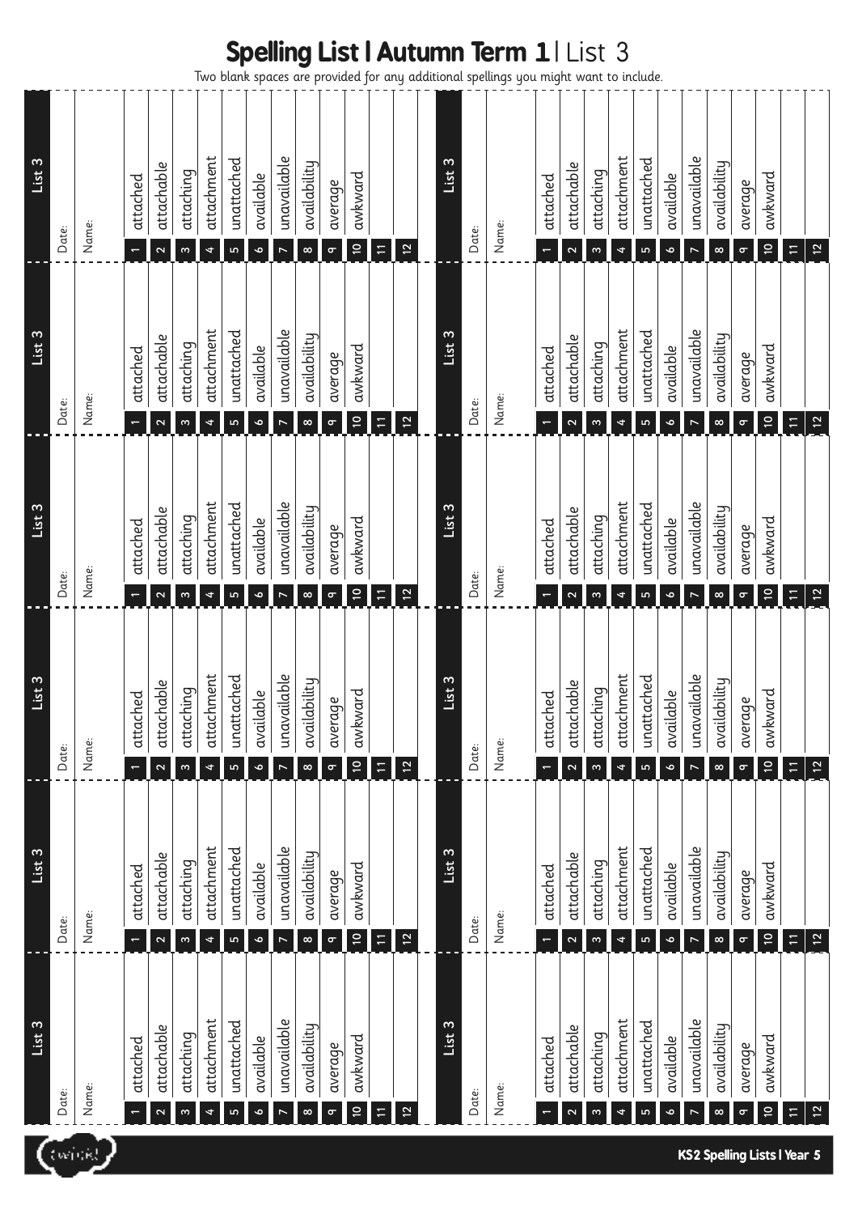# Spelling List | Autumn Term 1 | List 3

Two blank spaces are provided for any additional spellings you might want to include.

**List 3**

Date:

Name:

| | |
|---|---|
| 1 | attached |
| 2 | attachable |
| 3 | attaching |
| 4 | attachment |
| 5 | unattached |
| 6 | available |
| 7 | unavailable |
| 8 | availability |
| 9 | average |
| 10 | awkward |
| 11 | |
| 12 | |

**List 3**

Date:

Name:

| | |
|---|---|
| 1 | attached |
| 2 | attachable |
| 3 | attaching |
| 4 | attachment |
| 5 | unattached |
| 6 | available |
| 7 | unavailable |
| 8 | availability |
| 9 | average |
| 10 | awkward |
| 11 | |
| 12 | |

**List 3**

Date:

Name:

| | |
|---|---|
| 1 | attached |
| 2 | attachable |
| 3 | attaching |
| 4 | attachment |
| 5 | unattached |
| 6 | available |
| 7 | unavailable |
| 8 | availability |
| 9 | average |
| 10 | awkward |
| 11 | |
| 12 | |

**List 3**

Date:

Name:

| | |
|---|---|
| 1 | attached |
| 2 | attachable |
| 3 | attaching |
| 4 | attachment |
| 5 | unattached |
| 6 | available |
| 7 | unavailable |
| 8 | availability |
| 9 | average |
| 10 | awkward |
| 11 | |
| 12 | |

**List 3**

Date:

Name:

| | |
|---|---|
| 1 | attached |
| 2 | attachable |
| 3 | attaching |
| 4 | attachment |
| 5 | unattached |
| 6 | available |
| 7 | unavailable |
| 8 | availability |
| 9 | average |
| 10 | awkward |
| 11 | |
| 12 | |

**List 3**

Date:

Name:

| | |
|---|---|
| 1 | attached |
| 2 | attachable |
| 3 | attaching |
| 4 | attachment |
| 5 | unattached |
| 6 | available |
| 7 | unavailable |
| 8 | availability |
| 9 | average |
| 10 | awkward |
| 11 | |
| 12 | |

**List 3**

Date:

Name:

| | |
|---|---|
| 1 | attached |
| 2 | attachable |
| 3 | attaching |
| 4 | attachment |
| 5 | unattached |
| 6 | available |
| 7 | unavailable |
| 8 | availability |
| 9 | average |
| 10 | awkward |
| 11 | |
| 12 | |

**List 3**

Date:

Name:

| | |
|---|---|
| 1 | attached |
| 2 | attachable |
| 3 | attaching |
| 4 | attachment |
| 5 | unattached |
| 6 | available |
| 7 | unavailable |
| 8 | availability |
| 9 | average |
| 10 | awkward |
| 11 | |
| 12 | |

**List 3**

Date:

Name:

| | |
|---|---|
| 1 | attached |
| 2 | attachable |
| 3 | attaching |
| 4 | attachment |
| 5 | unattached |
| 6 | available |
| 7 | unavailable |
| 8 | availability |
| 9 | average |
| 10 | awkward |
| 11 | |
| 12 | |

**List 3**

Date:

Name:

| | |
|---|---|
| 1 | attached |
| 2 | attachable |
| 3 | attaching |
| 4 | attachment |
| 5 | unattached |
| 6 | available |
| 7 | unavailable |
| 8 | availability |
| 9 | average |
| 10 | awkward |
| 11 | |
| 12 | |

**List 3**

Date:

Name:

| | |
|---|---|
| 1 | attached |
| 2 | attachable |
| 3 | attaching |
| 4 | attachment |
| 5 | unattached |
| 6 | available |
| 7 | unavailable |
| 8 | availability |
| 9 | average |
| 10 | awkward |
| 11 | |
| 12 | |

**List 3**

Date:

Name:

| | |
|---|---|
| 1 | attached |
| 2 | attachable |
| 3 | attaching |
| 4 | attachment |
| 5 | unattached |
| 6 | available |
| 7 | unavailable |
| 8 | availability |
| 9 | average |
| 10 | awkward |
| 11 | |
| 12 | |

KS2 Spelling Lists | Year 5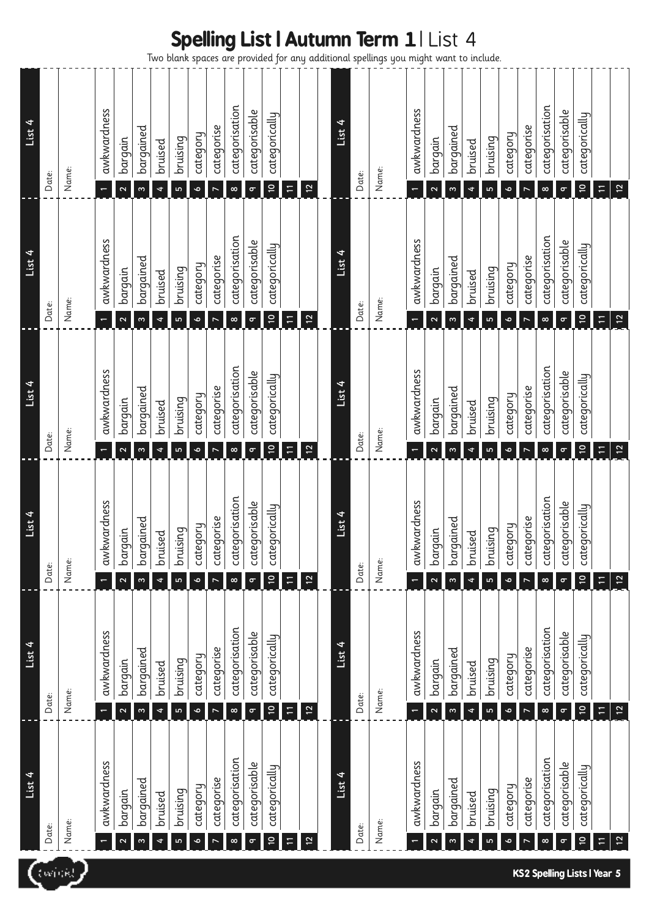# Spelling List | Autumn Term 1 | List 4

Two blank spaces are provided for any additional spellings you might want to include.

## List 4

Date:

Name:

| | |
|---|---|
| 1 | awkwardness |
| 2 | bargain |
| 3 | bargained |
| 4 | bruised |
| 5 | bruising |
| 6 | category |
| 7 | categorise |
| 8 | categorisation |
| 9 | categorisable |
| 10 | categorically |
| 11 | |
| 12 | |

## List 4

Date:

Name:

| | |
|---|---|
| 1 | awkwardness |
| 2 | bargain |
| 3 | bargained |
| 4 | bruised |
| 5 | bruising |
| 6 | category |
| 7 | categorise |
| 8 | categorisation |
| 9 | categorisable |
| 10 | categorically |
| 11 | |
| 12 | |

## List 4

Date:

Name:

| | |
|---|---|
| 1 | awkwardness |
| 2 | bargain |
| 3 | bargained |
| 4 | bruised |
| 5 | bruising |
| 6 | category |
| 7 | categorise |
| 8 | categorisation |
| 9 | categorisable |
| 10 | categorically |
| 11 | |
| 12 | |

## List 4

Date:

Name:

| | |
|---|---|
| 1 | awkwardness |
| 2 | bargain |
| 3 | bargained |
| 4 | bruised |
| 5 | bruising |
| 6 | category |
| 7 | categorise |
| 8 | categorisation |
| 9 | categorisable |
| 10 | categorically |
| 11 | |
| 12 | |

## List 4

Date:

Name:

| | |
|---|---|
| 1 | awkwardness |
| 2 | bargain |
| 3 | bargained |
| 4 | bruised |
| 5 | bruising |
| 6 | category |
| 7 | categorise |
| 8 | categorisation |
| 9 | categorisable |
| 10 | categorically |
| 11 | |
| 12 | |

## List 4

Date:

Name:

| | |
|---|---|
| 1 | awkwardness |
| 2 | bargain |
| 3 | bargained |
| 4 | bruised |
| 5 | bruising |
| 6 | category |
| 7 | categorise |
| 8 | categorisation |
| 9 | categorisable |
| 10 | categorically |
| 11 | |
| 12 | |

## List 4

Date:

Name:

| | |
|---|---|
| 1 | awkwardness |
| 2 | bargain |
| 3 | bargained |
| 4 | bruised |
| 5 | bruising |
| 6 | category |
| 7 | categorise |
| 8 | categorisation |
| 9 | categorisable |
| 10 | categorically |
| 11 | |
| 12 | |

## List 4

Date:

Name:

| | |
|---|---|
| 1 | awkwardness |
| 2 | bargain |
| 3 | bargained |
| 4 | bruised |
| 5 | bruising |
| 6 | category |
| 7 | categorise |
| 8 | categorisation |
| 9 | categorisable |
| 10 | categorically |
| 11 | |
| 12 | |

## List 4

Date:

Name:

| | |
|---|---|
| 1 | awkwardness |
| 2 | bargain |
| 3 | bargained |
| 4 | bruised |
| 5 | bruising |
| 6 | category |
| 7 | categorise |
| 8 | categorisation |
| 9 | categorisable |
| 10 | categorically |
| 11 | |
| 12 | |

## List 4

Date:

Name:

| | |
|---|---|
| 1 | awkwardness |
| 2 | bargain |
| 3 | bargained |
| 4 | bruised |
| 5 | bruising |
| 6 | category |
| 7 | categorise |
| 8 | categorisation |
| 9 | categorisable |
| 10 | categorically |
| 11 | |
| 12 | |

## List 4

Date:

Name:

| | |
|---|---|
| 1 | awkwardness |
| 2 | bargain |
| 3 | bargained |
| 4 | bruised |
| 5 | bruising |
| 6 | category |
| 7 | categorise |
| 8 | categorisation |
| 9 | categorisable |
| 10 | categorically |
| 11 | |
| 12 | |

## List 4

Date:

Name:

| | |
|---|---|
| 1 | awkwardness |
| 2 | bargain |
| 3 | bargained |
| 4 | bruised |
| 5 | bruising |
| 6 | category |
| 7 | categorise |
| 8 | categorisation |
| 9 | categorisable |
| 10 | categorically |
| 11 | |
| 12 | |

KS2 Spelling Lists | Year 5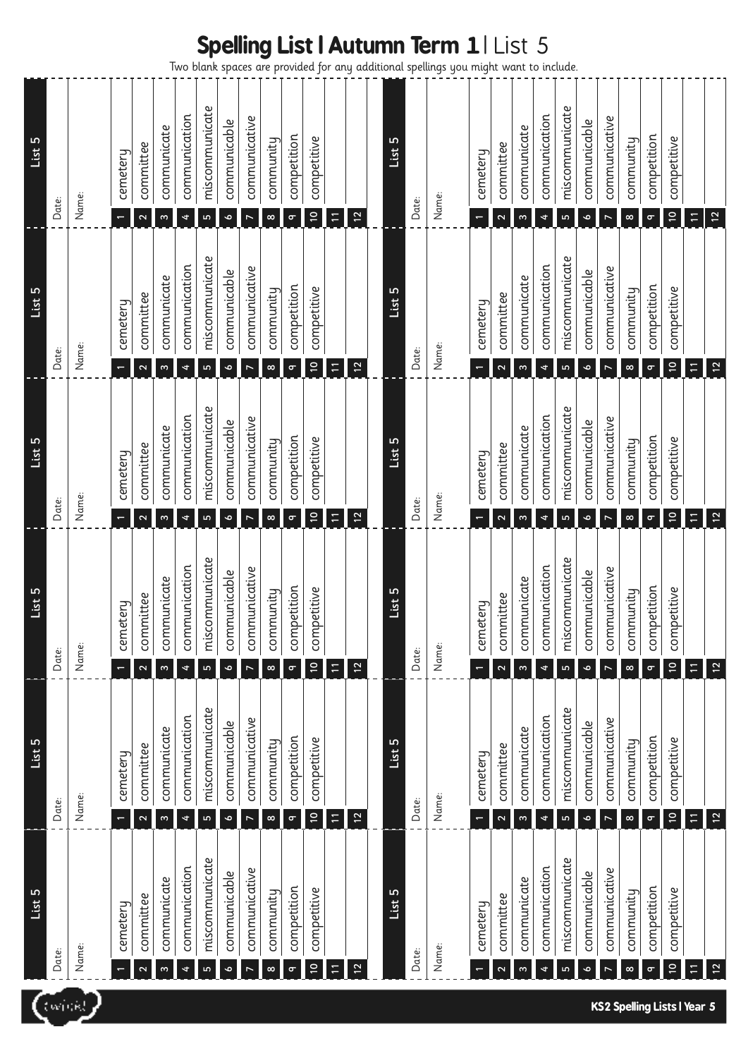# Spelling List | Autumn Term 1 | List 5

Two blank spaces are provided for any additional spellings you might want to include.

### List 5

Date:

Name:

| | |
|---|---|
| 1 | cemetery |
| 2 | committee |
| 3 | communicate |
| 4 | communication |
| 5 | miscommunicate |
| 6 | communicable |
| 7 | communicative |
| 8 | community |
| 9 | competition |
| 10 | competitive |
| 11 | |
| 12 | |

### List 5

Date:

Name:

| | |
|---|---|
| 1 | cemetery |
| 2 | committee |
| 3 | communicate |
| 4 | communication |
| 5 | miscommunicate |
| 6 | communicable |
| 7 | communicative |
| 8 | community |
| 9 | competition |
| 10 | competitive |
| 11 | |
| 12 | |

### List 5

Date:

Name:

| | |
|---|---|
| 1 | cemetery |
| 2 | committee |
| 3 | communicate |
| 4 | communication |
| 5 | miscommunicate |
| 6 | communicable |
| 7 | communicative |
| 8 | community |
| 9 | competition |
| 10 | competitive |
| 11 | |
| 12 | |

### List 5

Date:

Name:

| | |
|---|---|
| 1 | cemetery |
| 2 | committee |
| 3 | communicate |
| 4 | communication |
| 5 | miscommunicate |
| 6 | communicable |
| 7 | communicative |
| 8 | community |
| 9 | competition |
| 10 | competitive |
| 11 | |
| 12 | |

### List 5

Date:

Name:

| | |
|---|---|
| 1 | cemetery |
| 2 | committee |
| 3 | communicate |
| 4 | communication |
| 5 | miscommunicate |
| 6 | communicable |
| 7 | communicative |
| 8 | community |
| 9 | competition |
| 10 | competitive |
| 11 | |
| 12 | |

### List 5

Date:

Name:

| | |
|---|---|
| 1 | cemetery |
| 2 | committee |
| 3 | communicate |
| 4 | communication |
| 5 | miscommunicate |
| 6 | communicable |
| 7 | communicative |
| 8 | community |
| 9 | competition |
| 10 | competitive |
| 11 | |
| 12 | |

### List 5

Date:

Name:

| | |
|---|---|
| 1 | cemetery |
| 2 | committee |
| 3 | communicate |
| 4 | communication |
| 5 | miscommunicate |
| 6 | communicable |
| 7 | communicative |
| 8 | community |
| 9 | competition |
| 10 | competitive |
| 11 | |
| 12 | |

### List 5

Date:

Name:

| | |
|---|---|
| 1 | cemetery |
| 2 | committee |
| 3 | communicate |
| 4 | communication |
| 5 | miscommunicate |
| 6 | communicable |
| 7 | communicative |
| 8 | community |
| 9 | competition |
| 10 | competitive |
| 11 | |
| 12 | |

### List 5

Date:

Name:

| | |
|---|---|
| 1 | cemetery |
| 2 | committee |
| 3 | communicate |
| 4 | communication |
| 5 | miscommunicate |
| 6 | communicable |
| 7 | communicative |
| 8 | community |
| 9 | competition |
| 10 | competitive |
| 11 | |
| 12 | |

### List 5

Date:

Name:

| | |
|---|---|
| 1 | cemetery |
| 2 | committee |
| 3 | communicate |
| 4 | communication |
| 5 | miscommunicate |
| 6 | communicable |
| 7 | communicative |
| 8 | community |
| 9 | competition |
| 10 | competitive |
| 11 | |
| 12 | |

### List 5

Date:

Name:

| | |
|---|---|
| 1 | cemetery |
| 2 | committee |
| 3 | communicate |
| 4 | communication |
| 5 | miscommunicate |
| 6 | communicable |
| 7 | communicative |
| 8 | community |
| 9 | competition |
| 10 | competitive |
| 11 | |
| 12 | |

### List 5

Date:

Name:

| | |
|---|---|
| 1 | cemetery |
| 2 | committee |
| 3 | communicate |
| 4 | communication |
| 5 | miscommunicate |
| 6 | communicable |
| 7 | communicative |
| 8 | community |
| 9 | competition |
| 10 | competitive |
| 11 | |
| 12 | |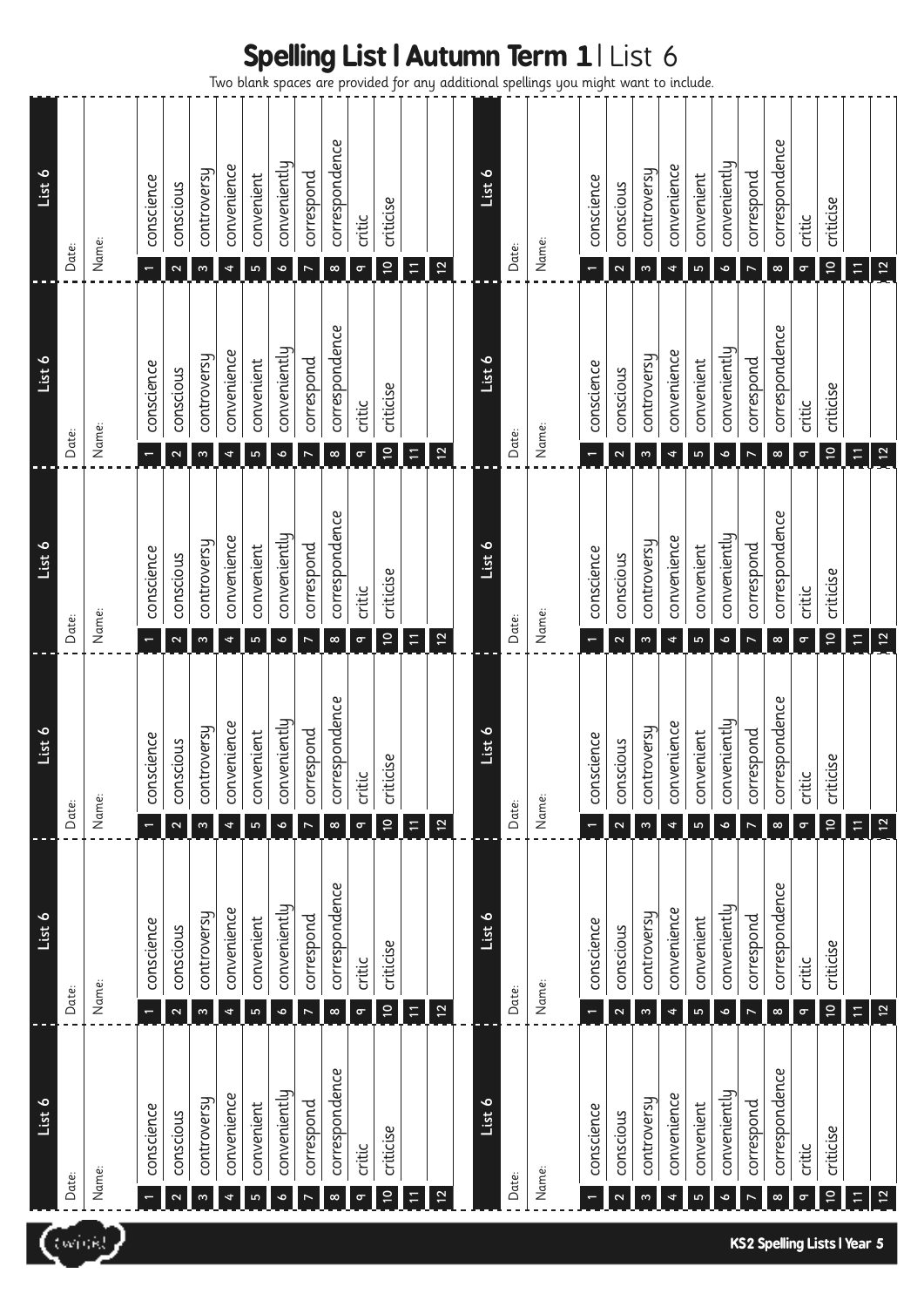# Spelling List | Autumn Term 1 | List 6

Two blank spaces are provided for any additional spellings you might want to include.

## List 6

Date:

Name:

| | |
|---|---|
| 1 | conscience |
| 2 | conscious |
| 3 | controversy |
| 4 | convenience |
| 5 | convenient |
| 6 | conveniently |
| 7 | correspond |
| 8 | correspondence |
| 9 | critic |
| 10 | criticise |
| 11 | |
| 12 | |

## List 6

Date:

Name:

| | |
|---|---|
| 1 | conscience |
| 2 | conscious |
| 3 | controversy |
| 4 | convenience |
| 5 | convenient |
| 6 | conveniently |
| 7 | correspond |
| 8 | correspondence |
| 9 | critic |
| 10 | criticise |
| 11 | |
| 12 | |

## List 6

Date:

Name:

| | |
|---|---|
| 1 | conscience |
| 2 | conscious |
| 3 | controversy |
| 4 | convenience |
| 5 | convenient |
| 6 | conveniently |
| 7 | correspond |
| 8 | correspondence |
| 9 | critic |
| 10 | criticise |
| 11 | |
| 12 | |

## List 6

Date:

Name:

| | |
|---|---|
| 1 | conscience |
| 2 | conscious |
| 3 | controversy |
| 4 | convenience |
| 5 | convenient |
| 6 | conveniently |
| 7 | correspond |
| 8 | correspondence |
| 9 | critic |
| 10 | criticise |
| 11 | |
| 12 | |

## List 6

Date:

Name:

| | |
|---|---|
| 1 | conscience |
| 2 | conscious |
| 3 | controversy |
| 4 | convenience |
| 5 | convenient |
| 6 | conveniently |
| 7 | correspond |
| 8 | correspondence |
| 9 | critic |
| 10 | criticise |
| 11 | |
| 12 | |

## List 6

Date:

Name:

| | |
|---|---|
| 1 | conscience |
| 2 | conscious |
| 3 | controversy |
| 4 | convenience |
| 5 | convenient |
| 6 | conveniently |
| 7 | correspond |
| 8 | correspondence |
| 9 | critic |
| 10 | criticise |
| 11 | |
| 12 | |

## List 6

Date:

Name:

| | |
|---|---|
| 1 | conscience |
| 2 | conscious |
| 3 | controversy |
| 4 | convenience |
| 5 | convenient |
| 6 | conveniently |
| 7 | correspond |
| 8 | correspondence |
| 9 | critic |
| 10 | criticise |
| 11 | |
| 12 | |

## List 6

Date:

Name:

| | |
|---|---|
| 1 | conscience |
| 2 | conscious |
| 3 | controversy |
| 4 | convenience |
| 5 | convenient |
| 6 | conveniently |
| 7 | correspond |
| 8 | correspondence |
| 9 | critic |
| 10 | criticise |
| 11 | |
| 12 | |

## List 6

Date:

Name:

| | |
|---|---|
| 1 | conscience |
| 2 | conscious |
| 3 | controversy |
| 4 | convenience |
| 5 | convenient |
| 6 | conveniently |
| 7 | correspond |
| 8 | correspondence |
| 9 | critic |
| 10 | criticise |
| 11 | |
| 12 | |

## List 6

Date:

Name:

| | |
|---|---|
| 1 | conscience |
| 2 | conscious |
| 3 | controversy |
| 4 | convenience |
| 5 | convenient |
| 6 | conveniently |
| 7 | correspond |
| 8 | correspondence |
| 9 | critic |
| 10 | criticise |
| 11 | |
| 12 | |

## List 6

Date:

Name:

| | |
|---|---|
| 1 | conscience |
| 2 | conscious |
| 3 | controversy |
| 4 | convenience |
| 5 | convenient |
| 6 | conveniently |
| 7 | correspond |
| 8 | correspondence |
| 9 | critic |
| 10 | criticise |
| 11 | |
| 12 | |

## List 6

Date:

Name:

| | |
|---|---|
| 1 | conscience |
| 2 | conscious |
| 3 | controversy |
| 4 | convenience |
| 5 | convenient |
| 6 | conveniently |
| 7 | correspond |
| 8 | correspondence |
| 9 | critic |
| 10 | criticise |
| 11 | |
| 12 | |

twinkl

KS2 Spelling Lists | Year 5